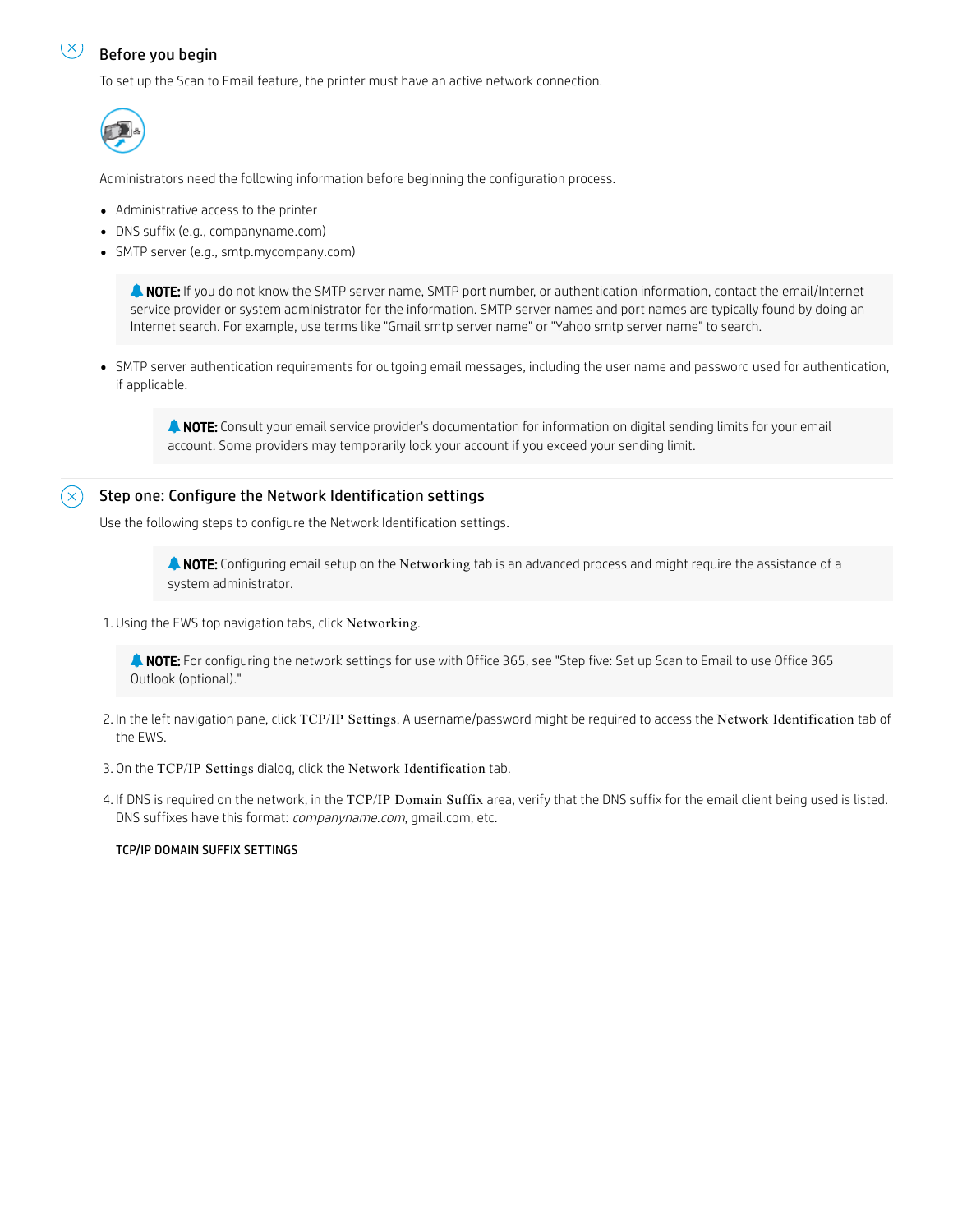## Before you begin

To set up the Scan to Email feature, the printer must have an active network connection.

Administrators need the following information before beginning the configuration process.

- Administrative access to the printer
- DNS suffix (e.g., companyname.com)
- SMTP server (e.g., smtp.mycompany.com)

> **NOTE:** If you do not know the SMTP server name, SMTP port number, or authentication information, contact the email/Internet service provider or system administrator for the information. SMTP server names and port names are typically found by doing an Internet search. For example, use terms like "Gmail smtp server name" or "Yahoo smtp server name" to search.

- SMTP server authentication requirements for outgoing email messages, including the user name and password used for authentication, if applicable.

> **NOTE:** Consult your email service provider's documentation for information on digital sending limits for your email account. Some providers may temporarily lock your account if you exceed your sending limit.

## Step one: Configure the Network Identification settings

Use the following steps to configure the Network Identification settings.

> **NOTE:** Configuring email setup on the **Networking** tab is an advanced process and might require the assistance of a system administrator.

1. Using the EWS top navigation tabs, click **Networking**.

   > **NOTE:** For configuring the network settings for use with Office 365, see "Step five: Set up Scan to Email to use Office 365 Outlook (optional)."

2. In the left navigation pane, click **TCP/IP Settings**. A username/password might be required to access the **Network Identification** tab of the EWS.
3. On the **TCP/IP Settings** dialog, click the **Network Identification** tab.
4. If DNS is required on the network, in the **TCP/IP Domain Suffix** area, verify that the DNS suffix for the email client being used is listed. DNS suffixes have this format: *companyname.com*, gmail.com, etc.

   TCP/IP DOMAIN SUFFIX SETTINGS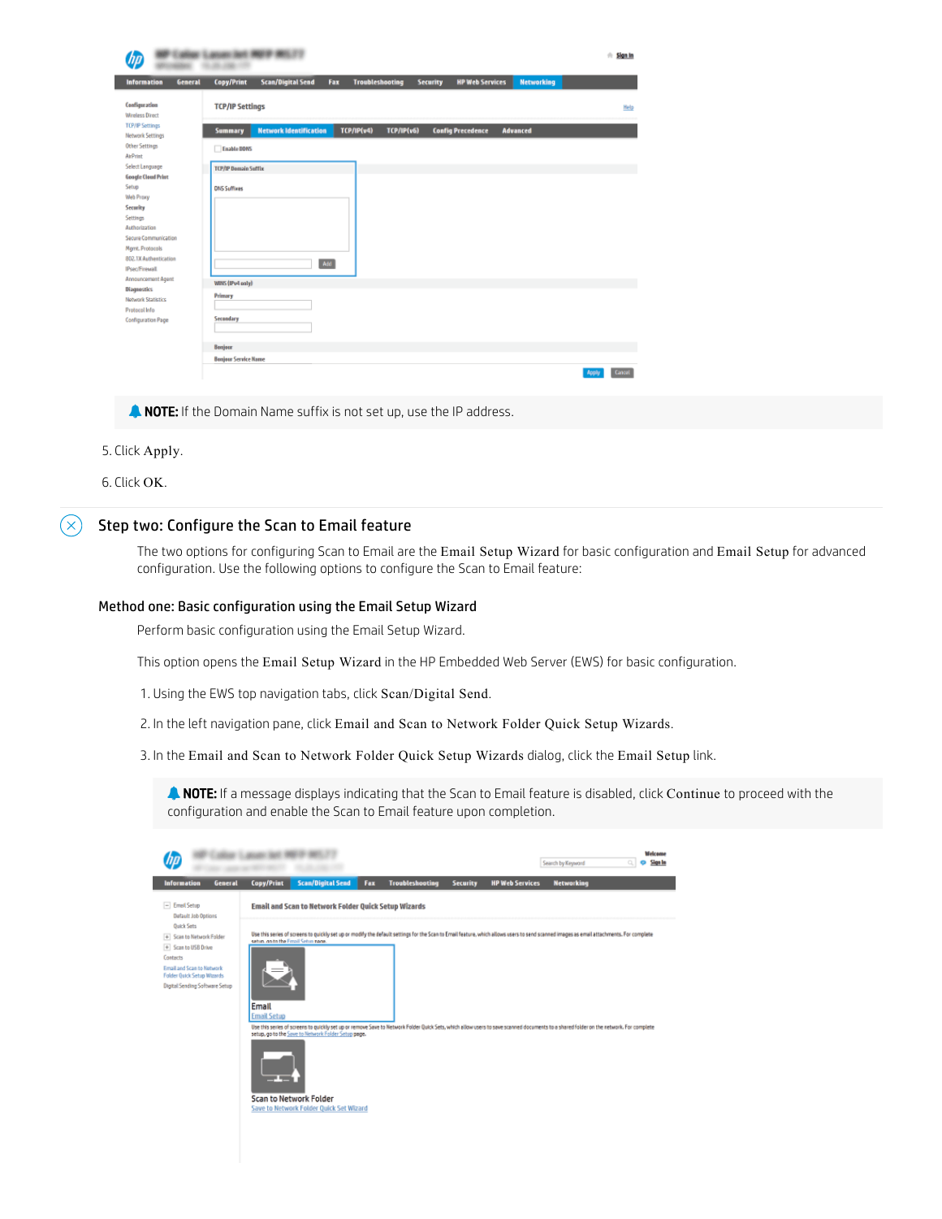**NOTE:** If the Domain Name suffix is not set up, use the IP address.

5. Click Apply.

6. Click OK.

## Step two: Configure the Scan to Email feature

The two options for configuring Scan to Email are the Email Setup Wizard for basic configuration and Email Setup for advanced configuration. Use the following options to configure the Scan to Email feature:

### Method one: Basic configuration using the Email Setup Wizard

Perform basic configuration using the Email Setup Wizard.

This option opens the Email Setup Wizard in the HP Embedded Web Server (EWS) for basic configuration.

1. Using the EWS top navigation tabs, click Scan/Digital Send.

2. In the left navigation pane, click Email and Scan to Network Folder Quick Setup Wizards.

3. In the Email and Scan to Network Folder Quick Setup Wizards dialog, click the Email Setup link.

**NOTE:** If a message displays indicating that the Scan to Email feature is disabled, click Continue to proceed with the configuration and enable the Scan to Email feature upon completion.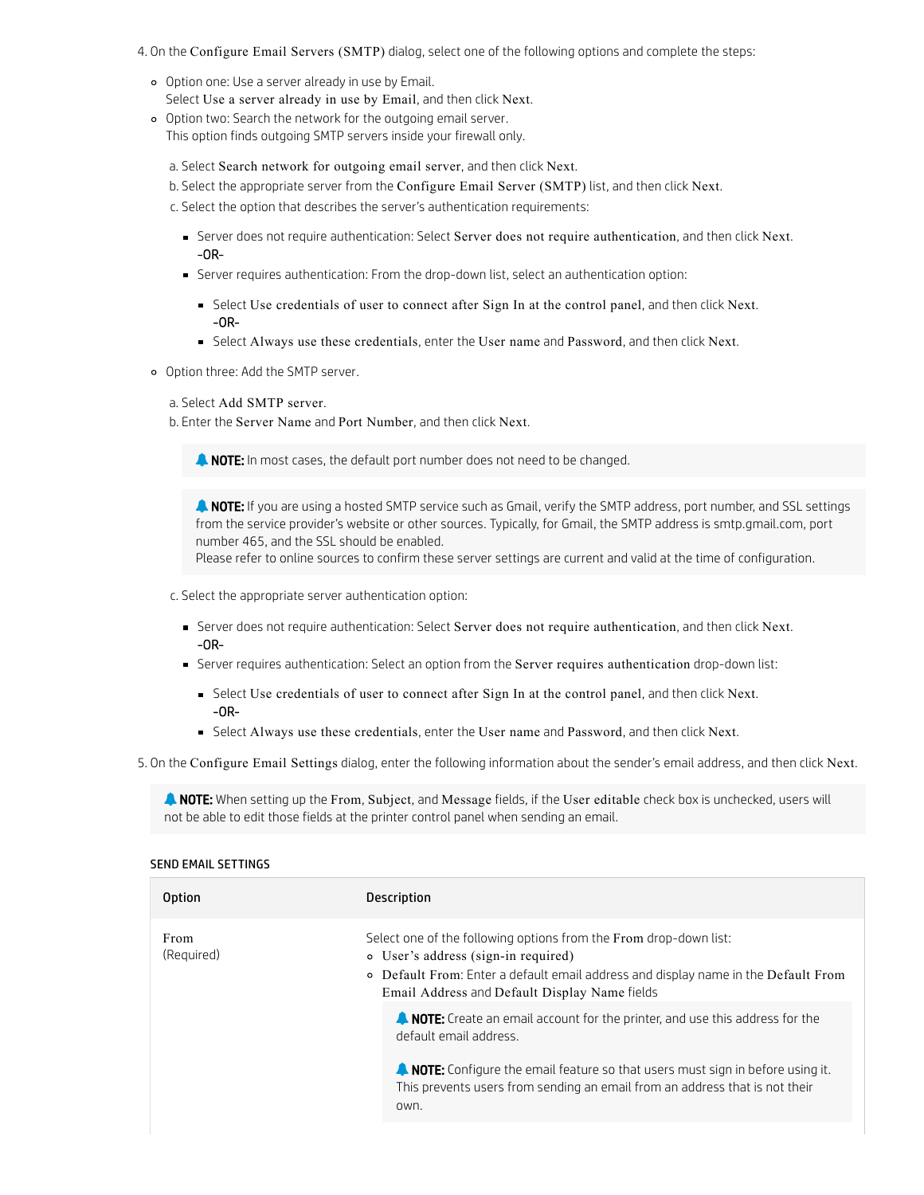4. On the **Configure Email Servers (SMTP)** dialog, select one of the following options and complete the steps:

   - Option one: Use a server already in use by Email.
     Select **Use a server already in use by Email**, and then click **Next**.
   - Option two: Search the network for the outgoing email server.
     This option finds outgoing SMTP servers inside your firewall only.

     a. Select **Search network for outgoing email server**, and then click **Next**.
     b. Select the appropriate server from the **Configure Email Server (SMTP)** list, and then click **Next**.
     c. Select the option that describes the server's authentication requirements:

        - Server does not require authentication: Select **Server does not require authentication**, and then click **Next**.
          -OR-
        - Server requires authentication: From the drop-down list, select an authentication option:
          - Select **Use credentials of user to connect after Sign In at the control panel**, and then click **Next**.
            -OR-
          - Select **Always use these credentials**, enter the **User name** and **Password**, and then click **Next**.

   - Option three: Add the SMTP server.

     a. Select **Add SMTP server**.
     b. Enter the **Server Name** and **Port Number**, and then click **Next**.

        **NOTE:** In most cases, the default port number does not need to be changed.

        **NOTE:** If you are using a hosted SMTP service such as Gmail, verify the SMTP address, port number, and SSL settings from the service provider's website or other sources. Typically, for Gmail, the SMTP address is smtp.gmail.com, port number 465, and the SSL should be enabled.
        Please refer to online sources to confirm these server settings are current and valid at the time of configuration.

     c. Select the appropriate server authentication option:

        - Server does not require authentication: Select **Server does not require authentication**, and then click **Next**.
          -OR-
        - Server requires authentication: Select an option from the **Server requires authentication** drop-down list:
          - Select **Use credentials of user to connect after Sign In at the control panel**, and then click **Next**.
            -OR-
          - Select **Always use these credentials**, enter the **User name** and **Password**, and then click **Next**.

5. On the **Configure Email Settings** dialog, enter the following information about the sender's email address, and then click **Next**.

   **NOTE:** When setting up the **From**, **Subject**, and **Message** fields, if the **User editable** check box is unchecked, users will not be able to edit those fields at the printer control panel when sending an email.

SEND EMAIL SETTINGS

| Option | Description |
| --- | --- |
| **From** (Required) | Select one of the following options from the **From** drop-down list:<br>- **User's address (sign-in required)**<br>- **Default From**: Enter a default email address and display name in the **Default From Email Address** and **Default Display Name** fields<br><br>**NOTE:** Create an email account for the printer, and use this address for the default email address.<br><br>**NOTE:** Configure the email feature so that users must sign in before using it. This prevents users from sending an email from an address that is not their own. |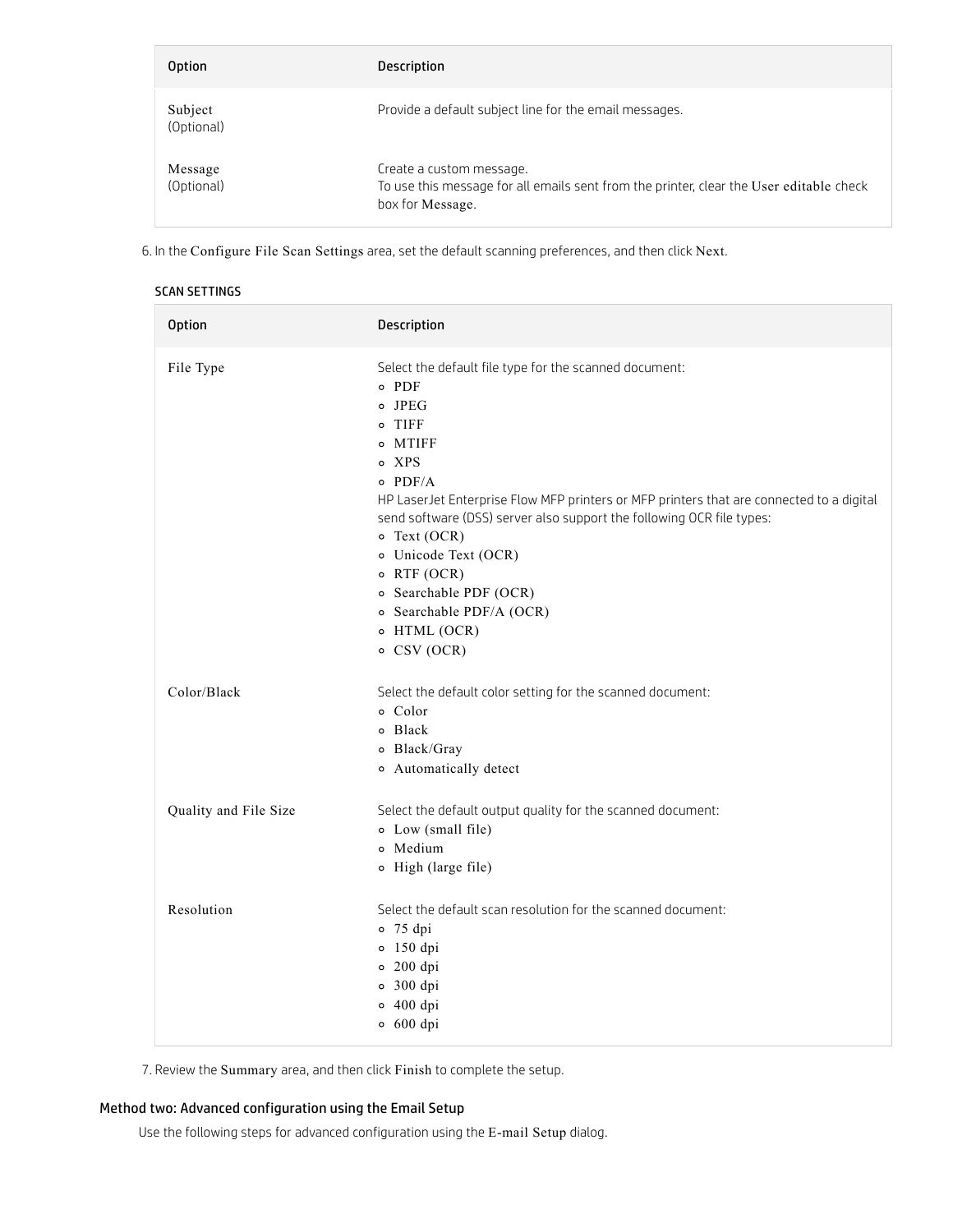| Option | Description |
| --- | --- |
| Subject (Optional) | Provide a default subject line for the email messages. |
| Message (Optional) | Create a custom message.<br>To use this message for all emails sent from the printer, clear the User editable check box for Message. |

6. In the Configure File Scan Settings area, set the default scanning preferences, and then click Next.

SCAN SETTINGS

| Option | Description |
| --- | --- |
| File Type | Select the default file type for the scanned document:<br>◦ PDF<br>◦ JPEG<br>◦ TIFF<br>◦ MTIFF<br>◦ XPS<br>◦ PDF/A<br>HP LaserJet Enterprise Flow MFP printers or MFP printers that are connected to a digital send software (DSS) server also support the following OCR file types:<br>◦ Text (OCR)<br>◦ Unicode Text (OCR)<br>◦ RTF (OCR)<br>◦ Searchable PDF (OCR)<br>◦ Searchable PDF/A (OCR)<br>◦ HTML (OCR)<br>◦ CSV (OCR) |
| Color/Black | Select the default color setting for the scanned document:<br>◦ Color<br>◦ Black<br>◦ Black/Gray<br>◦ Automatically detect |
| Quality and File Size | Select the default output quality for the scanned document:<br>◦ Low (small file)<br>◦ Medium<br>◦ High (large file) |
| Resolution | Select the default scan resolution for the scanned document:<br>◦ 75 dpi<br>◦ 150 dpi<br>◦ 200 dpi<br>◦ 300 dpi<br>◦ 400 dpi<br>◦ 600 dpi |

7. Review the Summary area, and then click Finish to complete the setup.

### Method two: Advanced configuration using the Email Setup

Use the following steps for advanced configuration using the E-mail Setup dialog.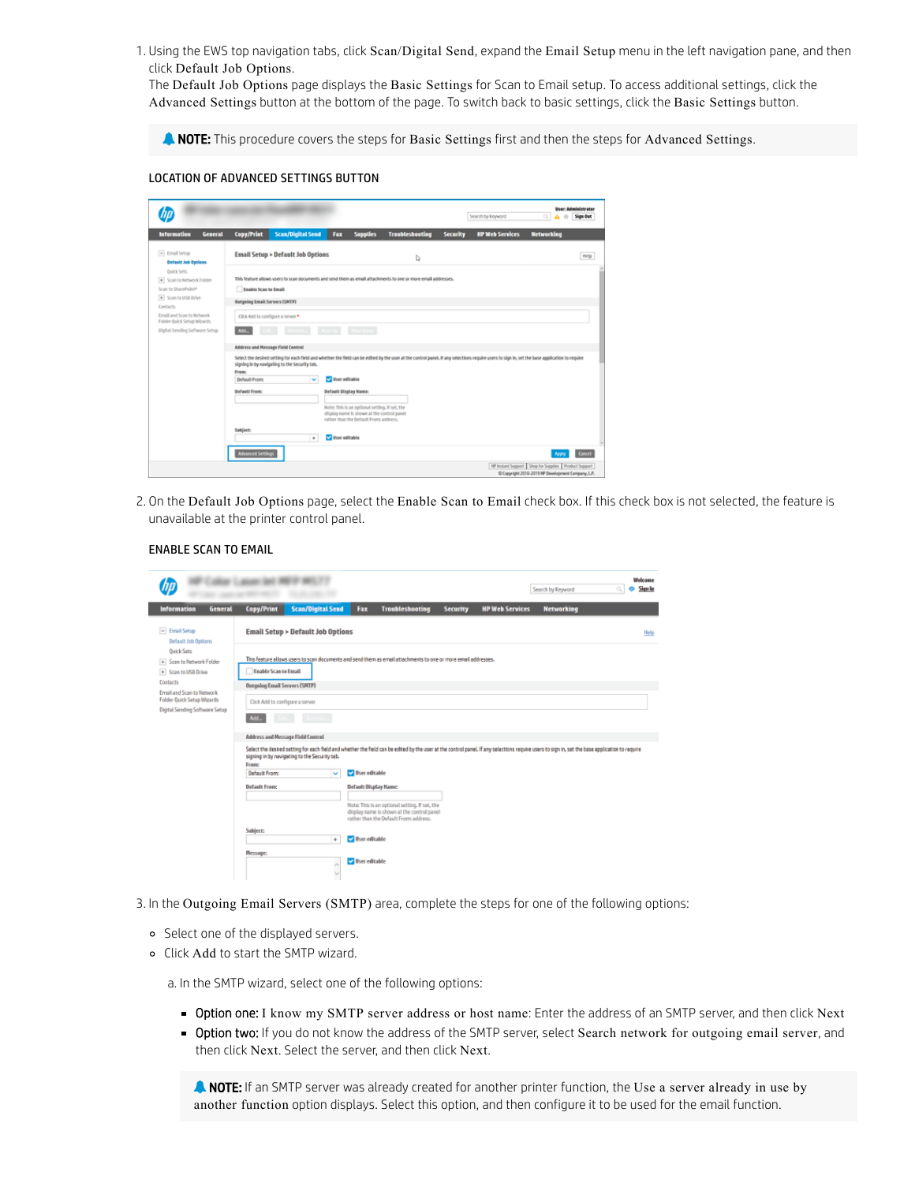1. Using the EWS top navigation tabs, click Scan/Digital Send, expand the Email Setup menu in the left navigation pane, and then click Default Job Options.
   The Default Job Options page displays the Basic Settings for Scan to Email setup. To access additional settings, click the Advanced Settings button at the bottom of the page. To switch back to basic settings, click the Basic Settings button.

   > **NOTE:** This procedure covers the steps for Basic Settings first and then the steps for Advanced Settings.

   LOCATION OF ADVANCED SETTINGS BUTTON

2. On the Default Job Options page, select the Enable Scan to Email check box. If this check box is not selected, the feature is unavailable at the printer control panel.

   ENABLE SCAN TO EMAIL

3. In the Outgoing Email Servers (SMTP) area, complete the steps for one of the following options:
   - Select one of the displayed servers.
   - Click Add to start the SMTP wizard.

   a. In the SMTP wizard, select one of the following options:
      - Option one: I know my SMTP server address or host name: Enter the address of an SMTP server, and then click Next
      - Option two: If you do not know the address of the SMTP server, select Search network for outgoing email server, and then click Next. Select the server, and then click Next.

      > **NOTE:** If an SMTP server was already created for another printer function, the Use a server already in use by another function option displays. Select this option, and then configure it to be used for the email function.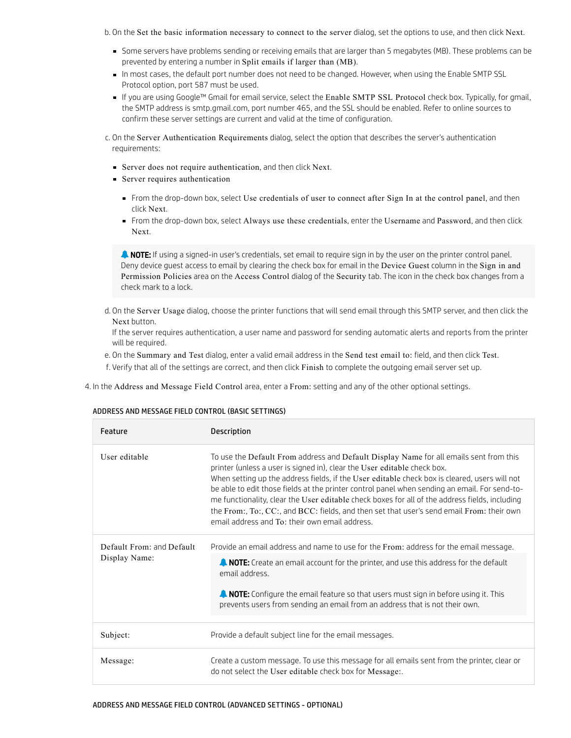b. On the Set the basic information necessary to connect to the server dialog, set the options to use, and then click Next.

- Some servers have problems sending or receiving emails that are larger than 5 megabytes (MB). These problems can be prevented by entering a number in Split emails if larger than (MB).
- In most cases, the default port number does not need to be changed. However, when using the Enable SMTP SSL Protocol option, port 587 must be used.
- If you are using Google™ Gmail for email service, select the Enable SMTP SSL Protocol check box. Typically, for gmail, the SMTP address is smtp.gmail.com, port number 465, and the SSL should be enabled. Refer to online sources to confirm these server settings are current and valid at the time of configuration.

c. On the Server Authentication Requirements dialog, select the option that describes the server's authentication requirements:

- Server does not require authentication, and then click Next.
- Server requires authentication
  - From the drop-down box, select Use credentials of user to connect after Sign In at the control panel, and then click Next.
  - From the drop-down box, select Always use these credentials, enter the Username and Password, and then click Next.

> **NOTE:** If using a signed-in user's credentials, set email to require sign in by the user on the printer control panel. Deny device guest access to email by clearing the check box for email in the Device Guest column in the Sign in and Permission Policies area on the Access Control dialog of the Security tab. The icon in the check box changes from a check mark to a lock.

d. On the Server Usage dialog, choose the printer functions that will send email through this SMTP server, and then click the Next button.
If the server requires authentication, a user name and password for sending automatic alerts and reports from the printer will be required.

e. On the Summary and Test dialog, enter a valid email address in the Send test email to: field, and then click Test.

f. Verify that all of the settings are correct, and then click Finish to complete the outgoing email server set up.

4. In the Address and Message Field Control area, enter a From: setting and any of the other optional settings.

ADDRESS AND MESSAGE FIELD CONTROL (BASIC SETTINGS)

| Feature | Description |
| --- | --- |
| User editable | To use the Default From address and Default Display Name for all emails sent from this printer (unless a user is signed in), clear the User editable check box.<br>When setting up the address fields, if the User editable check box is cleared, users will not be able to edit those fields at the printer control panel when sending an email. For send-to-me functionality, clear the User editable check boxes for all of the address fields, including the From:, To:, CC:, and BCC: fields, and then set that user's send email From: their own email address and To: their own email address. |
| Default From: and Default Display Name: | Provide an email address and name to use for the From: address for the email message.<br>**NOTE:** Create an email account for the printer, and use this address for the default email address.<br>**NOTE:** Configure the email feature so that users must sign in before using it. This prevents users from sending an email from an address that is not their own. |
| Subject: | Provide a default subject line for the email messages. |
| Message: | Create a custom message. To use this message for all emails sent from the printer, clear or do not select the User editable check box for Message:. |

ADDRESS AND MESSAGE FIELD CONTROL (ADVANCED SETTINGS - OPTIONAL)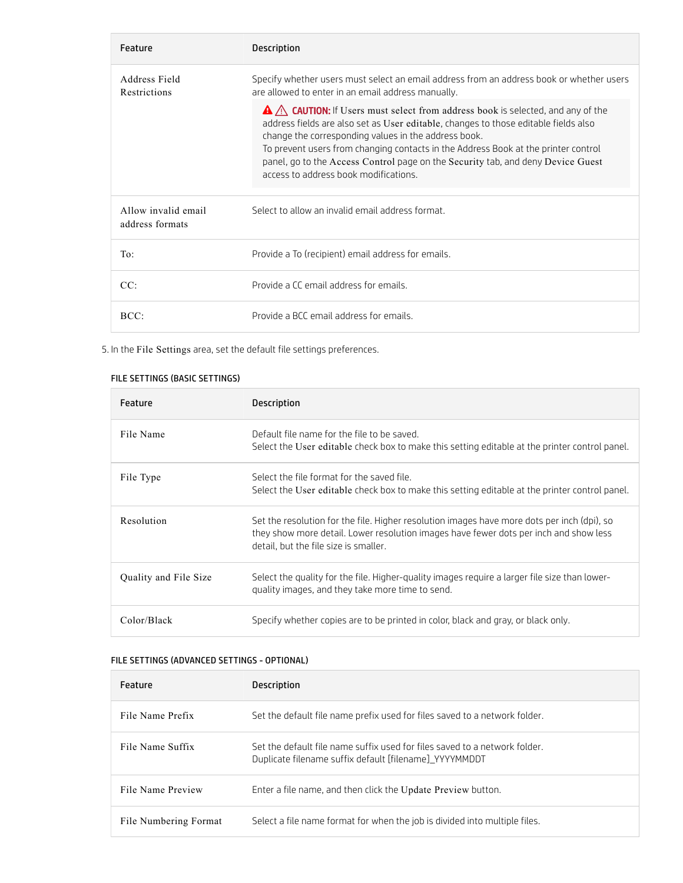| Feature | Description |
| --- | --- |
| Address Field Restrictions | Specify whether users must select an email address from an address book or whether users are allowed to enter in an email address manually.<br><br>**CAUTION:** If **Users must select from address book** is selected, and any of the address fields are also set as **User editable**, changes to those editable fields also change the corresponding values in the address book.<br>To prevent users from changing contacts in the Address Book at the printer control panel, go to the **Access Control** page on the **Security** tab, and deny **Device Guest** access to address book modifications. |
| Allow invalid email address formats | Select to allow an invalid email address format. |
| To: | Provide a To (recipient) email address for emails. |
| CC: | Provide a CC email address for emails. |
| BCC: | Provide a BCC email address for emails. |

5. In the **File Settings** area, set the default file settings preferences.

FILE SETTINGS (BASIC SETTINGS)

| Feature | Description |
| --- | --- |
| File Name | Default file name for the file to be saved.<br>Select the **User editable** check box to make this setting editable at the printer control panel. |
| File Type | Select the file format for the saved file.<br>Select the **User editable** check box to make this setting editable at the printer control panel. |
| Resolution | Set the resolution for the file. Higher resolution images have more dots per inch (dpi), so they show more detail. Lower resolution images have fewer dots per inch and show less detail, but the file size is smaller. |
| Quality and File Size | Select the quality for the file. Higher-quality images require a larger file size than lower-quality images, and they take more time to send. |
| Color/Black | Specify whether copies are to be printed in color, black and gray, or black only. |

FILE SETTINGS (ADVANCED SETTINGS - OPTIONAL)

| Feature | Description |
| --- | --- |
| File Name Prefix | Set the default file name prefix used for files saved to a network folder. |
| File Name Suffix | Set the default file name suffix used for files saved to a network folder.<br>Duplicate filename suffix default [filename]_YYYYMMDDT |
| File Name Preview | Enter a file name, and then click the **Update Preview** button. |
| File Numbering Format | Select a file name format for when the job is divided into multiple files. |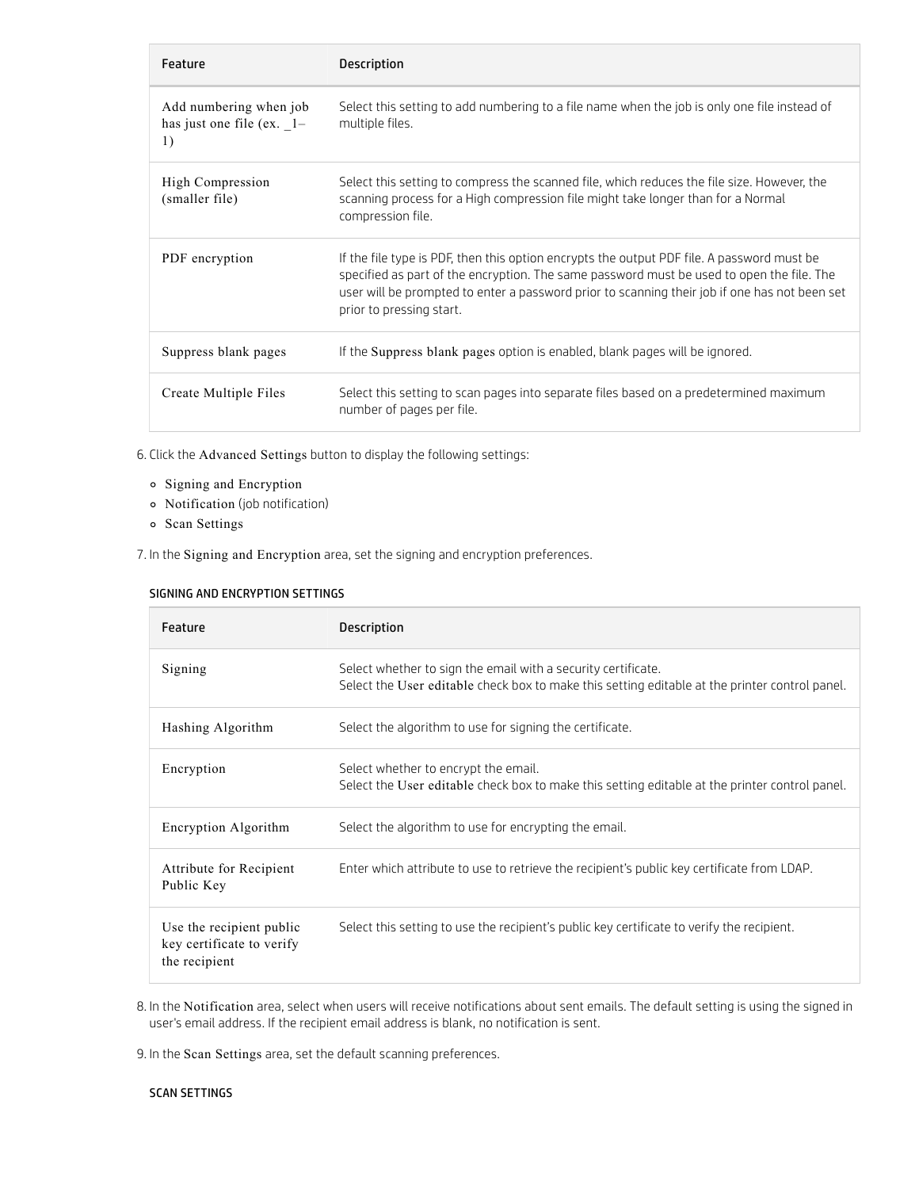| Feature | Description |
| --- | --- |
| Add numbering when job has just one file (ex. _1–1) | Select this setting to add numbering to a file name when the job is only one file instead of multiple files. |
| High Compression (smaller file) | Select this setting to compress the scanned file, which reduces the file size. However, the scanning process for a High compression file might take longer than for a Normal compression file. |
| PDF encryption | If the file type is PDF, then this option encrypts the output PDF file. A password must be specified as part of the encryption. The same password must be used to open the file. The user will be prompted to enter a password prior to scanning their job if one has not been set prior to pressing start. |
| Suppress blank pages | If the Suppress blank pages option is enabled, blank pages will be ignored. |
| Create Multiple Files | Select this setting to scan pages into separate files based on a predetermined maximum number of pages per file. |

6. Click the Advanced Settings button to display the following settings:
   - Signing and Encryption
   - Notification (job notification)
   - Scan Settings
7. In the Signing and Encryption area, set the signing and encryption preferences.

SIGNING AND ENCRYPTION SETTINGS

| Feature | Description |
| --- | --- |
| Signing | Select whether to sign the email with a security certificate.<br>Select the User editable check box to make this setting editable at the printer control panel. |
| Hashing Algorithm | Select the algorithm to use for signing the certificate. |
| Encryption | Select whether to encrypt the email.<br>Select the User editable check box to make this setting editable at the printer control panel. |
| Encryption Algorithm | Select the algorithm to use for encrypting the email. |
| Attribute for Recipient Public Key | Enter which attribute to use to retrieve the recipient's public key certificate from LDAP. |
| Use the recipient public key certificate to verify the recipient | Select this setting to use the recipient's public key certificate to verify the recipient. |

8. In the Notification area, select when users will receive notifications about sent emails. The default setting is using the signed in user's email address. If the recipient email address is blank, no notification is sent.
9. In the Scan Settings area, set the default scanning preferences.

SCAN SETTINGS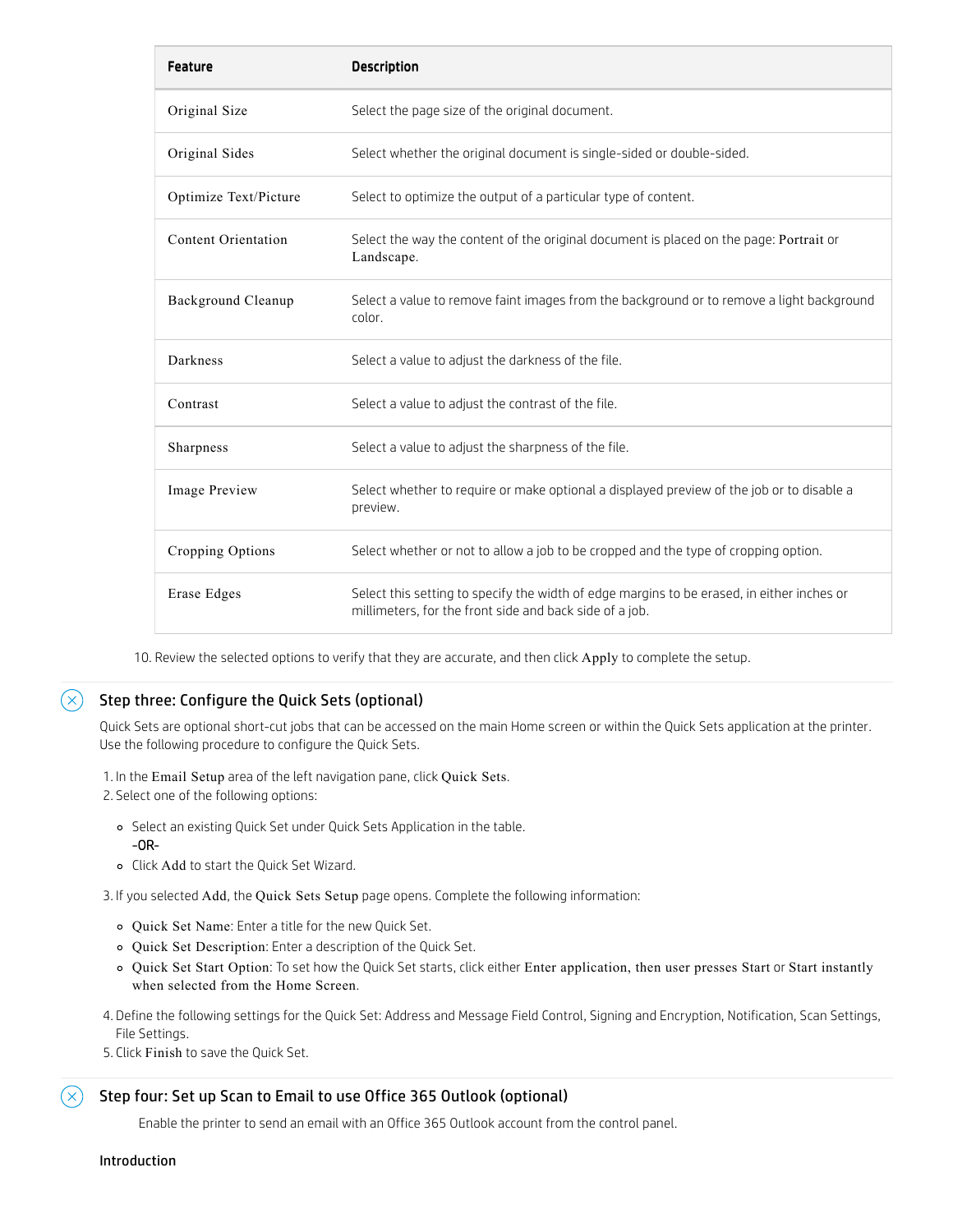| Feature | Description |
| --- | --- |
| Original Size | Select the page size of the original document. |
| Original Sides | Select whether the original document is single-sided or double-sided. |
| Optimize Text/Picture | Select to optimize the output of a particular type of content. |
| Content Orientation | Select the way the content of the original document is placed on the page: Portrait or Landscape. |
| Background Cleanup | Select a value to remove faint images from the background or to remove a light background color. |
| Darkness | Select a value to adjust the darkness of the file. |
| Contrast | Select a value to adjust the contrast of the file. |
| Sharpness | Select a value to adjust the sharpness of the file. |
| Image Preview | Select whether to require or make optional a displayed preview of the job or to disable a preview. |
| Cropping Options | Select whether or not to allow a job to be cropped and the type of cropping option. |
| Erase Edges | Select this setting to specify the width of edge margins to be erased, in either inches or millimeters, for the front side and back side of a job. |

10. Review the selected options to verify that they are accurate, and then click **Apply** to complete the setup.

## Step three: Configure the Quick Sets (optional)

Quick Sets are optional short-cut jobs that can be accessed on the main Home screen or within the Quick Sets application at the printer. Use the following procedure to configure the Quick Sets.

1. In the **Email Setup** area of the left navigation pane, click **Quick Sets**.
2. Select one of the following options:
   - Select an existing Quick Set under Quick Sets Application in the table.
     -OR-
   - Click **Add** to start the Quick Set Wizard.
3. If you selected **Add**, the **Quick Sets Setup** page opens. Complete the following information:
   - **Quick Set Name**: Enter a title for the new Quick Set.
   - **Quick Set Description**: Enter a description of the Quick Set.
   - **Quick Set Start Option**: To set how the Quick Set starts, click either **Enter application, then user presses Start** or **Start instantly when selected from the Home Screen**.
4. Define the following settings for the Quick Set: Address and Message Field Control, Signing and Encryption, Notification, Scan Settings, File Settings.
5. Click **Finish** to save the Quick Set.

## Step four: Set up Scan to Email to use Office 365 Outlook (optional)

Enable the printer to send an email with an Office 365 Outlook account from the control panel.

### Introduction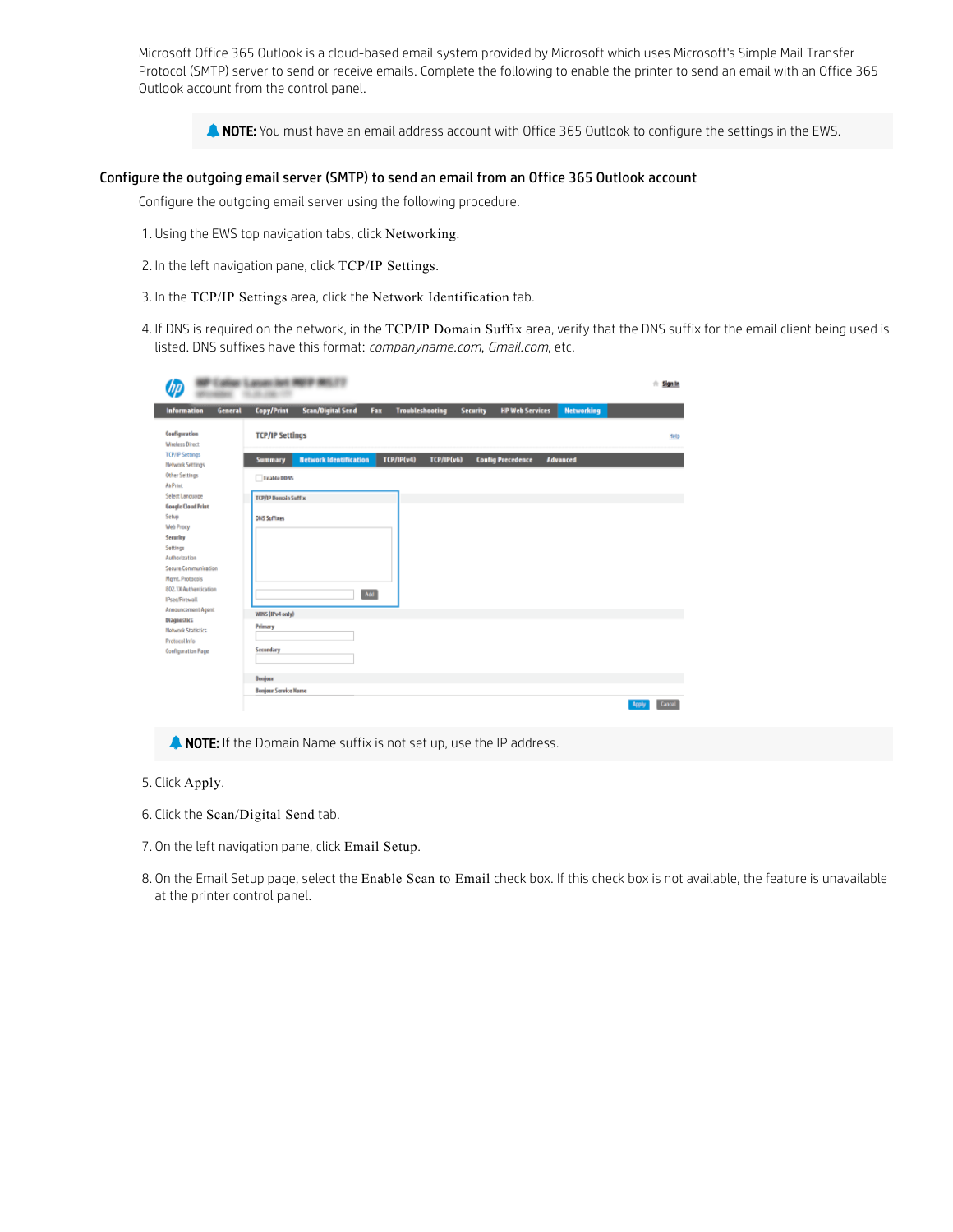Microsoft Office 365 Outlook is a cloud-based email system provided by Microsoft which uses Microsoft's Simple Mail Transfer Protocol (SMTP) server to send or receive emails. Complete the following to enable the printer to send an email with an Office 365 Outlook account from the control panel.

**NOTE:** You must have an email address account with Office 365 Outlook to configure the settings in the EWS.

## Configure the outgoing email server (SMTP) to send an email from an Office 365 Outlook account

Configure the outgoing email server using the following procedure.

1. Using the EWS top navigation tabs, click Networking.
2. In the left navigation pane, click TCP/IP Settings.
3. In the TCP/IP Settings area, click the Network Identification tab.
4. If DNS is required on the network, in the TCP/IP Domain Suffix area, verify that the DNS suffix for the email client being used is listed. DNS suffixes have this format: *companyname.com*, *Gmail.com*, etc.

   **NOTE:** If the Domain Name suffix is not set up, use the IP address.

5. Click Apply.
6. Click the Scan/Digital Send tab.
7. On the left navigation pane, click Email Setup.
8. On the Email Setup page, select the Enable Scan to Email check box. If this check box is not available, the feature is unavailable at the printer control panel.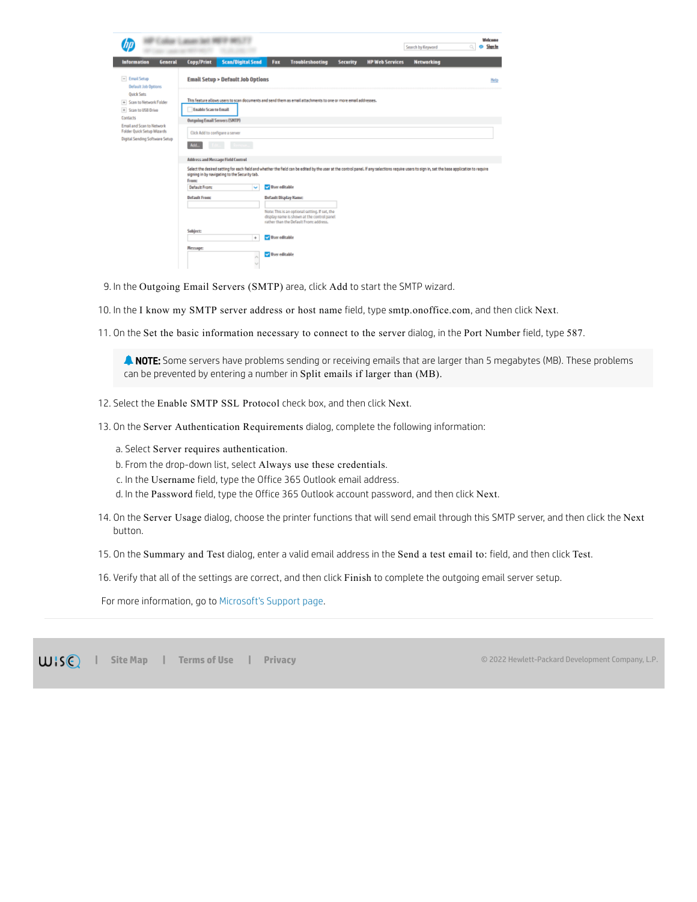9. In the Outgoing Email Servers (SMTP) area, click Add to start the SMTP wizard.

10. In the I know my SMTP server address or host name field, type smtp.onoffice.com, and then click Next.

11. On the Set the basic information necessary to connect to the server dialog, in the Port Number field, type 587.

    **NOTE:** Some servers have problems sending or receiving emails that are larger than 5 megabytes (MB). These problems can be prevented by entering a number in Split emails if larger than (MB).

12. Select the Enable SMTP SSL Protocol check box, and then click Next.

13. On the Server Authentication Requirements dialog, complete the following information:

    a. Select Server requires authentication.
    b. From the drop-down list, select Always use these credentials.
    c. In the Username field, type the Office 365 Outlook email address.
    d. In the Password field, type the Office 365 Outlook account password, and then click Next.

14. On the Server Usage dialog, choose the printer functions that will send email through this SMTP server, and then click the Next button.

15. On the Summary and Test dialog, enter a valid email address in the Send a test email to: field, and then click Test.

16. Verify that all of the settings are correct, and then click Finish to complete the outgoing email server setup.

For more information, go to Microsoft's Support page.

Site Map | Terms of Use | Privacy

© 2022 Hewlett-Packard Development Company, L.P.